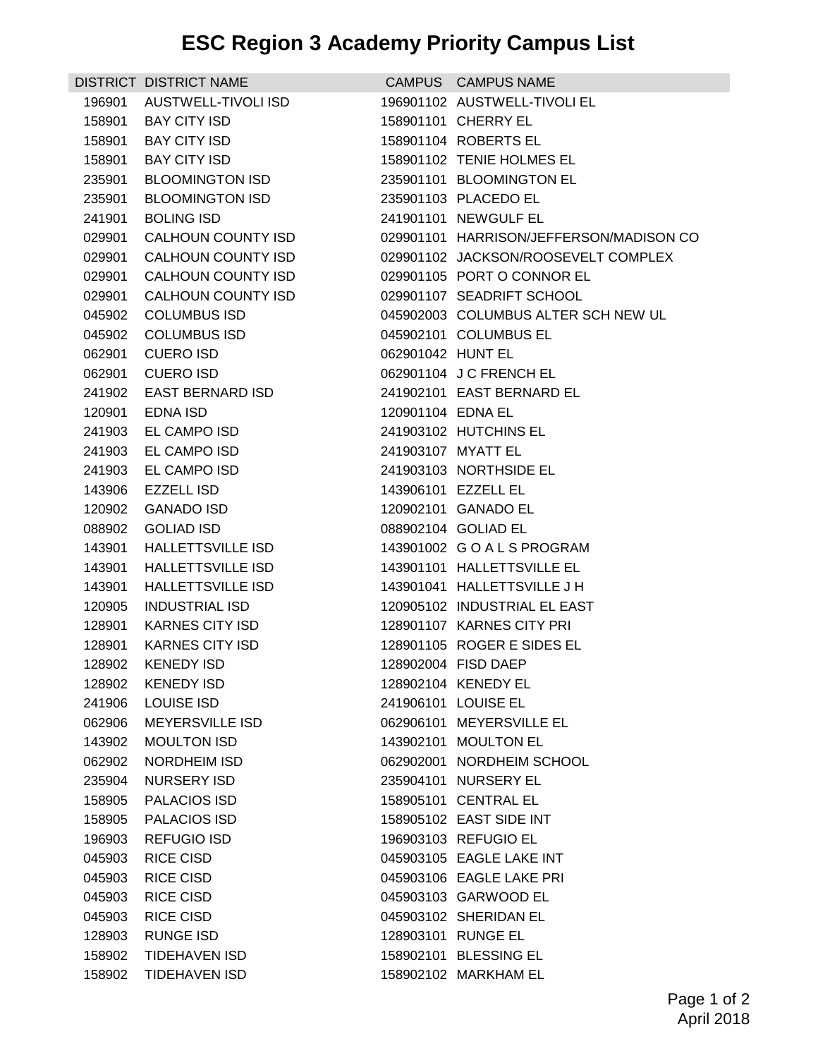# ESC Region 3 Academy Priority Campus List

| DISTRICT | DISTRICT NAME | CAMPUS | CAMPUS NAME |
|---|---|---|---|
| 196901 | AUSTWELL-TIVOLI ISD | 196901102 | AUSTWELL-TIVOLI EL |
| 158901 | BAY CITY ISD | 158901101 | CHERRY EL |
| 158901 | BAY CITY ISD | 158901104 | ROBERTS EL |
| 158901 | BAY CITY ISD | 158901102 | TENIE HOLMES EL |
| 235901 | BLOOMINGTON ISD | 235901101 | BLOOMINGTON EL |
| 235901 | BLOOMINGTON ISD | 235901103 | PLACEDO EL |
| 241901 | BOLING ISD | 241901101 | NEWGULF EL |
| 029901 | CALHOUN COUNTY ISD | 029901101 | HARRISON/JEFFERSON/MADISON CO |
| 029901 | CALHOUN COUNTY ISD | 029901102 | JACKSON/ROOSEVELT COMPLEX |
| 029901 | CALHOUN COUNTY ISD | 029901105 | PORT O CONNOR EL |
| 029901 | CALHOUN COUNTY ISD | 029901107 | SEADRIFT SCHOOL |
| 045902 | COLUMBUS ISD | 045902003 | COLUMBUS ALTER SCH NEW UL |
| 045902 | COLUMBUS ISD | 045902101 | COLUMBUS EL |
| 062901 | CUERO ISD | 062901042 | HUNT EL |
| 062901 | CUERO ISD | 062901104 | J C FRENCH EL |
| 241902 | EAST BERNARD ISD | 241902101 | EAST BERNARD EL |
| 120901 | EDNA ISD | 120901104 | EDNA EL |
| 241903 | EL CAMPO ISD | 241903102 | HUTCHINS EL |
| 241903 | EL CAMPO ISD | 241903107 | MYATT EL |
| 241903 | EL CAMPO ISD | 241903103 | NORTHSIDE EL |
| 143906 | EZZELL ISD | 143906101 | EZZELL EL |
| 120902 | GANADO ISD | 120902101 | GANADO EL |
| 088902 | GOLIAD ISD | 088902104 | GOLIAD EL |
| 143901 | HALLETTSVILLE ISD | 143901002 | G O A L S PROGRAM |
| 143901 | HALLETTSVILLE ISD | 143901101 | HALLETTSVILLE EL |
| 143901 | HALLETTSVILLE ISD | 143901041 | HALLETTSVILLE J H |
| 120905 | INDUSTRIAL ISD | 120905102 | INDUSTRIAL EL EAST |
| 128901 | KARNES CITY ISD | 128901107 | KARNES CITY PRI |
| 128901 | KARNES CITY ISD | 128901105 | ROGER E SIDES EL |
| 128902 | KENEDY ISD | 128902004 | FISD DAEP |
| 128902 | KENEDY ISD | 128902104 | KENEDY EL |
| 241906 | LOUISE ISD | 241906101 | LOUISE EL |
| 062906 | MEYERSVILLE ISD | 062906101 | MEYERSVILLE EL |
| 143902 | MOULTON ISD | 143902101 | MOULTON EL |
| 062902 | NORDHEIM ISD | 062902001 | NORDHEIM SCHOOL |
| 235904 | NURSERY ISD | 235904101 | NURSERY EL |
| 158905 | PALACIOS ISD | 158905101 | CENTRAL EL |
| 158905 | PALACIOS ISD | 158905102 | EAST SIDE INT |
| 196903 | REFUGIO ISD | 196903103 | REFUGIO EL |
| 045903 | RICE CISD | 045903105 | EAGLE LAKE INT |
| 045903 | RICE CISD | 045903106 | EAGLE LAKE PRI |
| 045903 | RICE CISD | 045903103 | GARWOOD EL |
| 045903 | RICE CISD | 045903102 | SHERIDAN EL |
| 128903 | RUNGE ISD | 128903101 | RUNGE EL |
| 158902 | TIDEHAVEN ISD | 158902101 | BLESSING EL |
| 158902 | TIDEHAVEN ISD | 158902102 | MARKHAM EL |

April 2018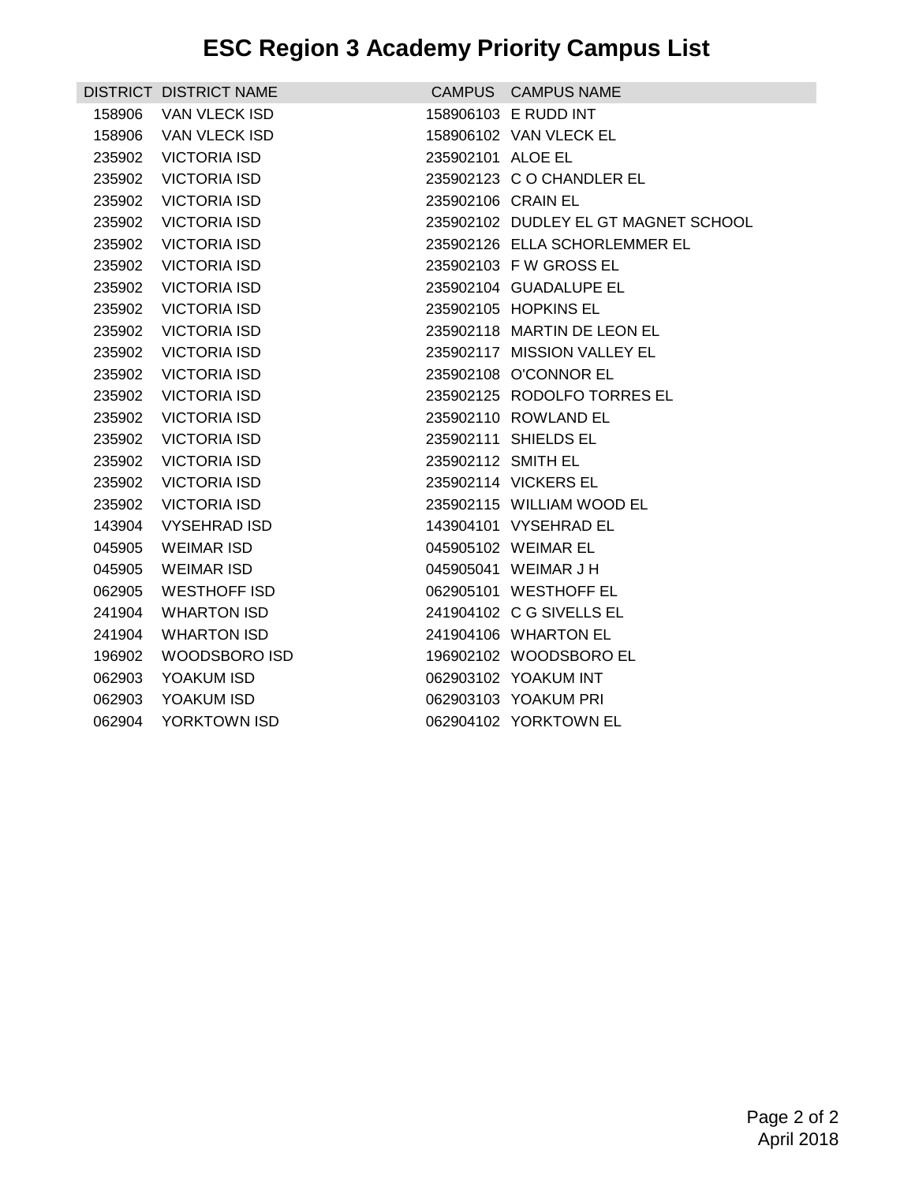# ESC Region 3 Academy Priority Campus List

| DISTRICT | DISTRICT NAME | CAMPUS | CAMPUS NAME |
|---|---|---|---|
| 158906 | VAN VLECK ISD | 158906103 | E RUDD INT |
| 158906 | VAN VLECK ISD | 158906102 | VAN VLECK EL |
| 235902 | VICTORIA ISD | 235902101 | ALOE EL |
| 235902 | VICTORIA ISD | 235902123 | C O CHANDLER EL |
| 235902 | VICTORIA ISD | 235902106 | CRAIN EL |
| 235902 | VICTORIA ISD | 235902102 | DUDLEY EL GT MAGNET SCHOOL |
| 235902 | VICTORIA ISD | 235902126 | ELLA SCHORLEMMER EL |
| 235902 | VICTORIA ISD | 235902103 | F W GROSS EL |
| 235902 | VICTORIA ISD | 235902104 | GUADALUPE EL |
| 235902 | VICTORIA ISD | 235902105 | HOPKINS EL |
| 235902 | VICTORIA ISD | 235902118 | MARTIN DE LEON EL |
| 235902 | VICTORIA ISD | 235902117 | MISSION VALLEY EL |
| 235902 | VICTORIA ISD | 235902108 | O'CONNOR EL |
| 235902 | VICTORIA ISD | 235902125 | RODOLFO TORRES EL |
| 235902 | VICTORIA ISD | 235902110 | ROWLAND EL |
| 235902 | VICTORIA ISD | 235902111 | SHIELDS EL |
| 235902 | VICTORIA ISD | 235902112 | SMITH EL |
| 235902 | VICTORIA ISD | 235902114 | VICKERS EL |
| 235902 | VICTORIA ISD | 235902115 | WILLIAM WOOD EL |
| 143904 | VYSEHRAD ISD | 143904101 | VYSEHRAD EL |
| 045905 | WEIMAR ISD | 045905102 | WEIMAR EL |
| 045905 | WEIMAR ISD | 045905041 | WEIMAR J H |
| 062905 | WESTHOFF ISD | 062905101 | WESTHOFF EL |
| 241904 | WHARTON ISD | 241904102 | C G SIVELLS EL |
| 241904 | WHARTON ISD | 241904106 | WHARTON EL |
| 196902 | WOODSBORO ISD | 196902102 | WOODSBORO EL |
| 062903 | YOAKUM ISD | 062903102 | YOAKUM INT |
| 062903 | YOAKUM ISD | 062903103 | YOAKUM PRI |
| 062904 | YORKTOWN ISD | 062904102 | YORKTOWN EL |

April 2018